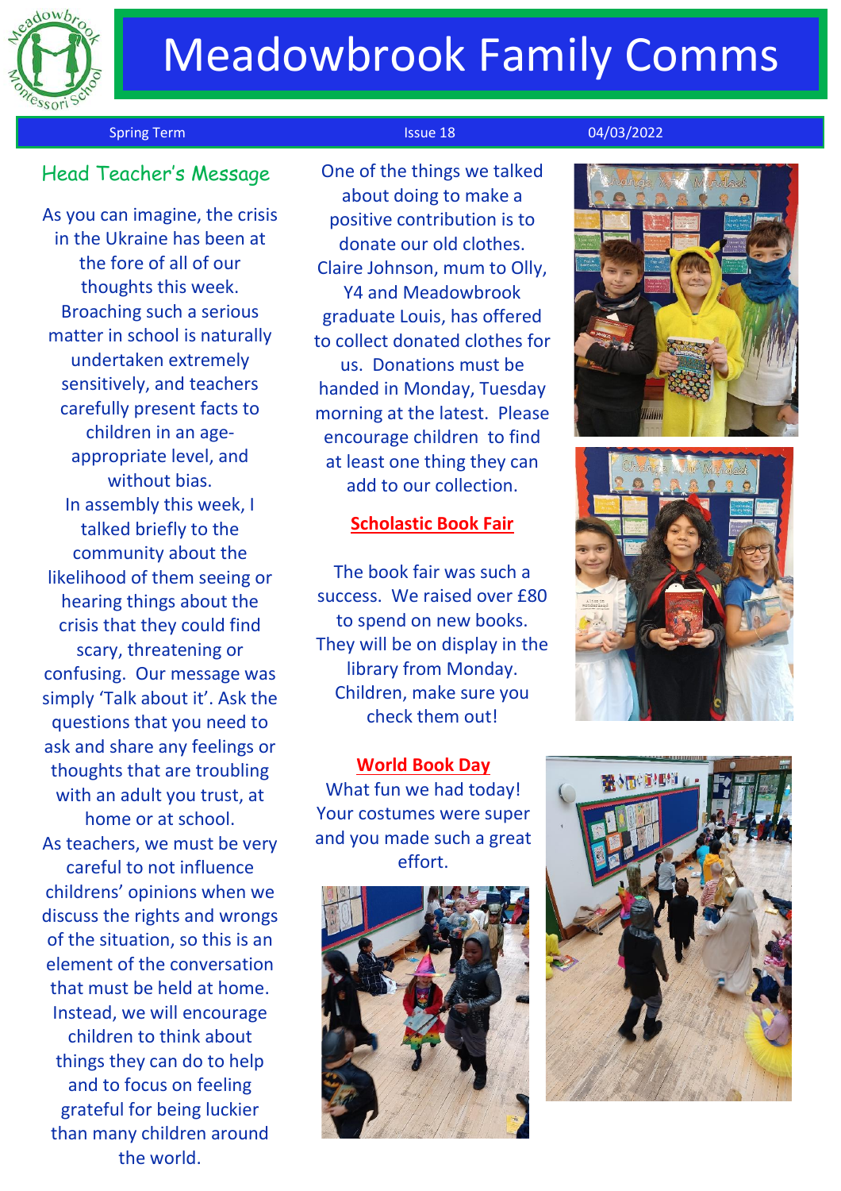# Meadowbrook Family Comms

Spring Term | Issue 18 | 04/03/2022

## Head Teacher's Message

As you can imagine, the crisis in the Ukraine has been at the fore of all of our thoughts this week. Broaching such a serious matter in school is naturally undertaken extremely sensitively, and teachers carefully present facts to children in an age-appropriate level, and without bias.

In assembly this week, I talked briefly to the community about the likelihood of them seeing or hearing things about the crisis that they could find scary, threatening or confusing. Our message was simply 'Talk about it'. Ask the questions that you need to ask and share any feelings or thoughts that are troubling with an adult you trust, at home or at school.

As teachers, we must be very careful to not influence childrens' opinions when we discuss the rights and wrongs of the situation, so this is an element of the conversation that must be held at home. Instead, we will encourage children to think about things they can do to help and to focus on feeling grateful for being luckier than many children around the world.

One of the things we talked about doing to make a positive contribution is to donate our old clothes. Claire Johnson, mum to Olly, Y4 and Meadowbrook graduate Louis, has offered to collect donated clothes for us. Donations must be handed in Monday, Tuesday morning at the latest. Please encourage children to find at least one thing they can add to our collection.

## Scholastic Book Fair

The book fair was such a success. We raised over £80 to spend on new books. They will be on display in the library from Monday. Children, make sure you check them out!

## World Book Day

What fun we had today! Your costumes were super and you made such a great effort.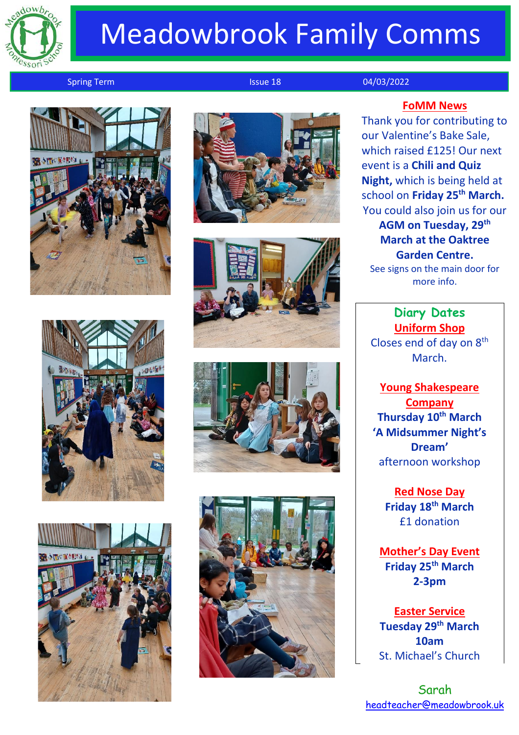# Meadowbrook Family Comms

Spring Term | Issue 18 | 04/03/2022

## FoMM News

Thank you for contributing to our Valentine's Bake Sale, which raised £125! Our next event is a **Chili and Quiz Night,** which is being held at school on **Friday 25th March.** You could also join us for our **AGM on Tuesday, 29th March at the Oaktree Garden Centre.**

See signs on the main door for more info.

## Diary Dates

**Uniform Shop**
Closes end of day on 8th March.

**Young Shakespeare Company**
**Thursday 10th March**
**'A Midsummer Night's Dream'**
afternoon workshop

**Red Nose Day**
**Friday 18th March**
£1 donation

**Mother's Day Event**
**Friday 25th March**
**2-3pm**

**Easter Service**
**Tuesday 29th March**
**10am**
St. Michael's Church

Sarah
headteacher@meadowbrook.uk